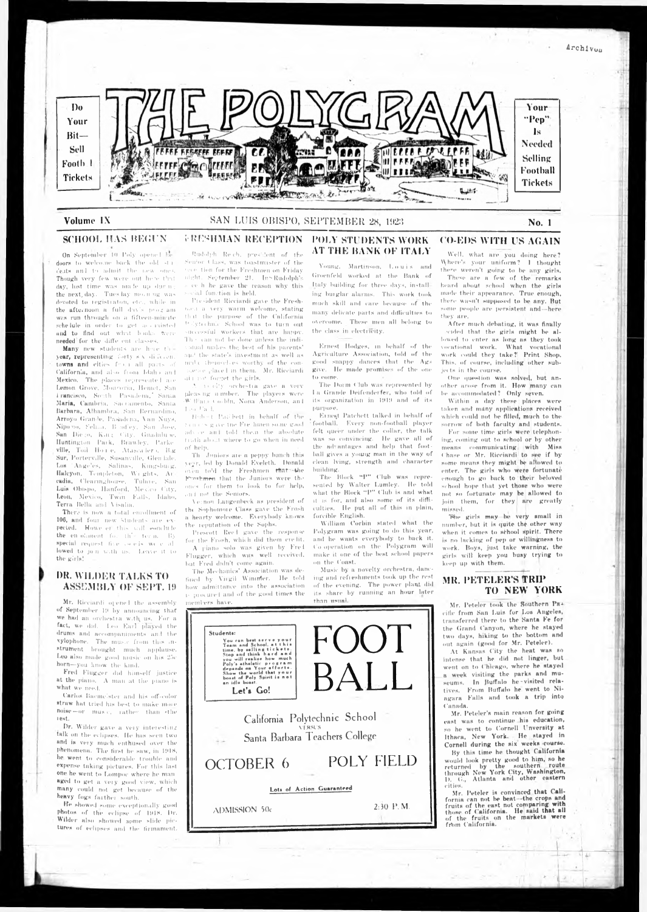Do Your Bit— Sell Football Tickets

# THE POLYGRAM

Your "Pep" Is Needed Selling Football Tickets

Volume IX — SAN LUIS OBISPO, SEPTEMBER 28, 1923 — No. 1

## SCHOOL HAS BEGUN

On September 10 Poly opened its doors to welcome back the old students and to admit the new ones. Though very few were out here that day, lost time was made up during the next day. Tuesday morning was devoted to registration, etc., while in the afternoon a full day's program was run through on a fifteen-minute schedule in order to get acquainted and to find out what books were needed for the different classes.

Many new students are here this year, representing forty-six different towns and cities from all parts of California, and also from Idaho and Mexico. The places represented are Lemon Grove, Monrovia, Hemet, San Francisco, South Pasadena, Santa Maria, Cambria, Sacramento, Santa Barbara, Alhambra, San Bernardino, Arroyo Grande, Pasadena, Van Nuys, Nipomo, Selma, Bradley, San Jose, San Diego, King City, Guadalupe, Huntington Park, Brawley, Parkeville, Tod Horse, Atascadero, Big Sur, Porterville, Susanville, Glendale, Los Angeles, Salinas, Kingsburg, Halcyon, Templeton, Wrights, Arcadia, Clearinghouse, Tulare, San Luis Obispo, Hanford, Mexico City, Leon, Mexico, Twin Falls, Idaho, Terra Bella and Visalia.

There is now a total enrollment of 106, and four new students are expected. However this will conclude the enrollment for this term. By special request the co-eds were allowed to join with us. Leave it to the girls!

## DR. WILDER TALKS TO ASSEMBLY OF SEPT. 19

Mr. Ricciardi opened the assembly of September 19 by announcing that we had an orchestra with us. For a fact, we did. Leo Earl played the drums and accompaniments and the xylophone. The music from this instrument brought much applause. Leo also made good music on his 25c horn—you know the kind.

Fred Flugger did himself justice at the piano. A man at the piano is what we need.

Carlos Baemeister and his off-color straw hat tried his best to make more noise—or music, rather—than the rest.

Dr. Wilder gave a very interesting talk on the eclipses. He has seen two and is very much enthused over the phenomena. The first he saw, in 1918, he went to considerable trouble and expense taking pictures. For this last one he went to Lompoc where he managed to get a very good view, which many could not get because of the heavy fogs farther south.

He showed some exceptionally good photos of the eclipse of 1918. Dr. Wilder also showed some slide pictures of eclipses and the firmament.

## FRESHMAN RECEPTION

Rudolph Reich, president of the Senior Class, was toastmaster of the reception for the Freshmen on Friday night, September 21. In Rudolph's speech he gave the reason why this social function is held.

President Ricciardi gave the Freshmen a very warm welcome, stating that the purpose of the California Polytechnic School was to turn out successful workers that are happy. This can not be done unless the individual makes the best of his parents' and the state's investment as well as make themselves worthy of the confidence placed in them. Mr. Ricciardi did not forget the girls.

A ... orchestra gave a very pleasing number. The players were W... Corbin, Nona Anderson, and ... Earl.

Robert Patchett in behalf of the Seniors gave the Freshmen some good advice and told them the absolute truth about where to go when in need of help.

The Juniors are a peppy bunch this year, led by Donald Eveleth. Donald even told the Freshmen that the Freshmen that the Juniors were the ones for them to look to for help, and not the Seniors.

Vernon Langenbeck as president of the Sophomore Class gave the Frosh a hearty welcome. Everybody knows the reputation of the Sophs.

Prescott Reed gave the response for the Frosh, which did them credit.

A piano solo was given by Fred Flugger, which was well received, but Fred didn't come again.

The Mechanics' Association was defined by Virgil Wimmer. He told how admittance into the association is procured and of the good times the members have.

## POLY STUDENTS WORK AT THE BANK OF ITALY

Young, Martinson, Louis and Groenfeld worked at the Bank of Italy building for three days, installing burglar alarms. This work took much skill and care because of the many delicate parts and difficulties to overcome. These men all belong to the class in electricity.

Ernest Hodges, in behalf of the Agriculture Association, told of the good snappy dances that the Ags give. He made promises of the one to come.

The Dorm Club was represented by La Grande Deifendorfer, who told of its organization in 1919 and of its purpose.

Ernest Patchett talked in behalf of football. Every non-football player felt queer under the collar, the talk was so convincing. He gave all of the advantages and help that football gives a young man in the way of clean living, strength and character building.

The Block "P" Club was represented by Walter Lumley. He told what the Block "P" Club is and what it is for, and also some of its difficulties. He put all of this in plain, forcible English.

William Corbin stated what the Polygram was going to do this year, and he wants everybody to back it. Co-operation on the Polygram will make it one of the best school papers on the Coast.

Music by a novelty orchestra, dancing and refreshments took up the rest of the evening. The power plant did its share by running an hour later than usual.

## CO-EDS WITH US AGAIN

Well, what are you doing here? Where's your uniform? I thought there weren't going to be any girls.

These are a few of the remarks heard about school when the girls made their appearance. True enough, there wasn't supposed to be any. But some people are persistent and—there they are.

After much debating, it was finally decided that the girls might be allowed to enter as long as they took vocational work. What vocational work could they take? Print Shop. This, of course, including other subjects in the course.

One question was solved, but another arose from it. How many can be accommodated? Only seven.

Within a day these places were taken and many applications received which could not be filled, much to the sorrow of both faculty and students.

For some time girls were telephoning, coming out to school or by other means communicating with Miss Chase or Mr. Ricciardi to see if by some means they might be allowed to enter. The girls who were fortunate enough to go back to their beloved school hope that yet those who were not so fortunate may be allowed to join them, for they are greatly missed.

The girls may be very small in number, but it is quite the other way when it comes to school spirit. There is no lacking of pep or willingness to work. Boys, just take warning, the girls will keep you busy trying to keep up with them.

## MR. PETELER'S TRIP TO NEW YORK

Mr. Peteler took the Southern Pacific from San Luis for Los Angeles, transferred there to the Santa Fe for the Grand Canyon, where he stayed two days, hiking to the bottom and out again (good for Mr. Peteler).

At Kansas City the heat was so intense that he did not linger, but went on to Chicago, where he stayed a week visiting the parks and museums. In Buffalo he visited relatives. From Buffalo he went to Niagara Falls and took a trip into Canada.

Mr. Peteler's main reason for going east was to continue his education, so he went to Cornell Unversity at Ithaca, New York. He stayed in Cornell during the six weeks course.

By this time he thought California would look pretty good to him, so he returned by the southern route through New York City, Washington, D. C., Atlanta and other eastern cities.

Mr. Peteler is convinced that California can not be beat—the crops and fruits of the east not comparing with those of California. He said that all of the fruits on the markets were from California.

---

**Students:**

You can best serve your Team and School, at this time, by selling tickets. Stop and think hard and you will realize how much Poly's athletic program depends on Your efforts. Show the world that your boast of Poly Spirit is not an idle boast

**Let's Go!**

# FOOT BALL

California Polytechnic School
VERSUS
Santa Barbara Teachers College

OCTOBER 6 — POLY FIELD

Lots of Action Guaranteed

ADMISSION 50c — 2:30 P. M.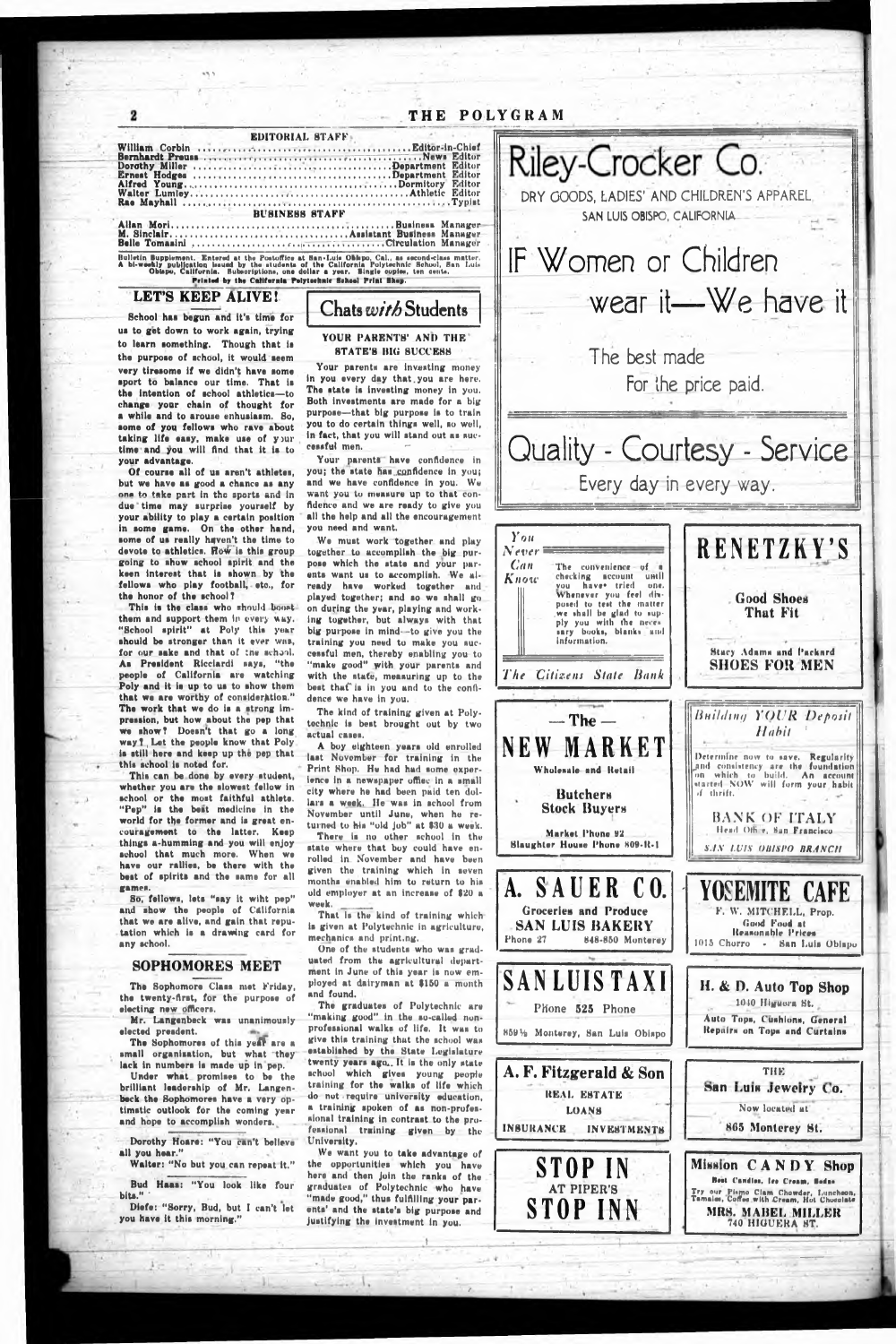## EDITORIAL STAFF

| | |
|---|---|
| William Corbin | Editor-in-Chief |
| Bernhardt Preuss | News Editor |
| Dorothy Miller | Department Editor |
| Ernest Hodges | Department Editor |
| Alfred Young | Dormitory Editor |
| Walter Lumley | Athletic Editor |
| Rae Mayhall | Typist |

## BUSINESS STAFF

| | |
|---|---|
| Allan Mori | Business Manager |
| M. Sinclair | Assistant Business Manager |
| Belle Tomasini | Circulation Manager |

Bulletin Supplement. Entered at the Postoffice at San Luis Obispo, Cal., as second-class matter. A bi-weekly publication issued by the students of the California Polytechnic School, San Luis Obispo, California. Subscriptions, one dollar a year. Single copies, ten cents.

Printed by the California Polytechnic School Print Shop.

## LET'S KEEP ALIVE!

School has begun and it's time for us to get down to work again, trying to learn something. Though that is the purpose of school, it would seem very tiresome if we didn't have some sport to balance our time. That is the intention of school athletics—to change your chain of thought for a while and to arouse enthusiasm. So, some of you fellows who rave about taking life easy, make use of your time and you will find that it is to your advantage.

Of course all of us aren't athletes, but we have as good a chance as any one to take part in the sports and in due time may surprise yourself by your ability to play a certain position in some game. On the other hand, some of us really haven't the time to devote to athletics. How is this group going to show school spirit and the keen interest that is shown by the fellows who play football, etc., for the honor of the school?

This is the class who should boost them and support them in every way. "School spirit" at Poly this year should be stronger than it ever was, for our sake and that of the school. As President Ricciardi says, "the people of California are watching Poly and it is up to us to show them that we are worthy of consideration." The work that we do is a strong impression, but how about the pep that we show? Doesn't that go a long way? Let the people know that Poly is still here and keep up the pep that this school is noted for.

This can be done by every student, whether you are the slowest fellow in school or the most faithful athlete. "Pep" is the best medicine in the world for the former and is great encouragement to the latter. Keep things a-humming and you will enjoy school that much more. When we have our rallies, be there with the best of spirits and the same for all games.

So, fellows, lets "say it with pep" and show the people of California that we are alive, and gain that reputation which is a drawing card for any school.

## SOPHOMORES MEET

The Sophomore Class met Friday, the twenty-first, for the purpose of electing new officers.

Mr. Langenbeck was unanimously elected president.

The Sophomores of this year are a small organization, but what they lack in numbers is made up in pep.

Under what promises to be the brilliant leadership of Mr. Langenbeck the Sophomores have a very optimistic outlook for the coming year and hope to accomplish wonders.

---

Dorothy Hoare: "You can't believe all you hear."

Walter: "No but you can repeat it."

---

Bud Haas: "You look like four bits."

Diefe: "Sorry, Bud, but I can't let you have it this morning."

## Chats *with* Students

### YOUR PARENTS' AND THE STATE'S BIG SUCCESS

Your parents are investing money in you every day that you are here. The state is investing money in you. Both investments are made for a big purpose—that big purpose is to train you to do certain things well, so well, in fact, that you will stand out as successful men.

Your parents have confidence in you; the state has confidence in you; and we have confidence in you. We want you to measure up to that confidence and we are ready to give you all the help and all the encouragement you need and want.

We must work together and play together to accomplish the big purpose which the state and your parents want us to accomplish. We already have worked together and played together; and so we shall go on during the year, playing and working together, but always with that big purpose in mind—to give you the training you need to make you successful men, thereby enabling you to "make good" with your parents and with the state, measuring up to the best that is in you and to the confidence we have in you.

The kind of training given at Polytechnic is best brought out by two actual cases.

A boy eighteen years old enrolled last November for training in the Print Shop. He had had some experience in a newspaper office in a small city where he had been paid ten dollars a week. He was in school from November until June, when he returned to his "old job" at $30 a week.

There is no other school in the state where that boy could have enrolled in November and have been given the training which in seven months enabled him to return to his old employer at an increase of $20 a week.

That is the kind of training which is given at Polytechnic in agriculture, mechanics and printing.

One of the students who was graduated from the agricultural department in June of this year is now employed at dairyman at $150 a month and found.

The graduates of Polytechnic are "making good" in the so-called nonprofessional walks of life. It was to give this training that the school was established by the State Legislature twenty years ago. It is the only state school which gives young people training for the walks of life which do not require university education, a training spoken of as non-professional training in contrast to the professional training given by the University.

We want you to take advantage of the opportunities which you have here and then join the ranks of the graduates of Polytechnic who have "made good," thus fulfilling your parents' and the state's big purpose and justifying the investment in you.

---

# Riley-Crocker Co.

DRY GOODS, LADIES' AND CHILDREN'S APPAREL

SAN LUIS OBISPO, CALIFORNIA

## IF Women or Children wear it—We have it

The best made
For the price paid.

## Quality - Courtesy - Service

Every day in every way.

---

*You Never Can Know*

The convenience of a checking account until you have tried one. Whenever you feel disposed to test the matter we shall be glad to supply you with the necessary books, blanks and information.

*The Citizens State Bank*

---

## RENETZKY'S

**Good Shoes That Fit**

Stacy Adams and Packard
**SHOES FOR MEN**

---

## — The — NEW MARKET

Wholesale and Retail

**Butchers**
**Stock Buyers**

Market Phone 82
Slaughter House Phone 809-R-1

---

*Building YOUR Deposit Habit*

Determine now to save. Regularity and consistency are the foundation on which to build. An account started NOW will form your habit of thrift.

**BANK OF ITALY**
Head Office, San Francisco

*SAN LUIS OBISPO BRANCH*

---

## A. SAUER CO.

Groceries and Produce
**SAN LUIS BAKERY**
Phone 27 — 848-850 Monterey

---

## YOSEMITE CAFE

F. W. MITCHELL, Prop.
Good Food at
Reasonable Prices
1015 Chorro - San Luis Obispo

---

## SAN LUIS TAXI

Phone 525 Phone
859½ Monterey, San Luis Obispo

---

## H. & D. Auto Top Shop

1040 Higuera St.
Auto Tops, Cushions, General Repairs on Tops and Curtains

---

## A. F. Fitzgerald & Son

REAL ESTATE
LOANS
INSURANCE — INVESTMENTS

---

THE
**San Luis Jewelry Co.**
Now located at
865 Monterey St.

---

## STOP IN
AT PIPER'S
## STOP INN

---

## Mission CANDY Shop

Best Candies, Ice Cream, Sodas

Try our Pismo Clam Chowder, Luncheon, Tamales, Coffee with Cream, Hot Chocolate

**MRS. MABEL MILLER**
740 HIGUERA ST.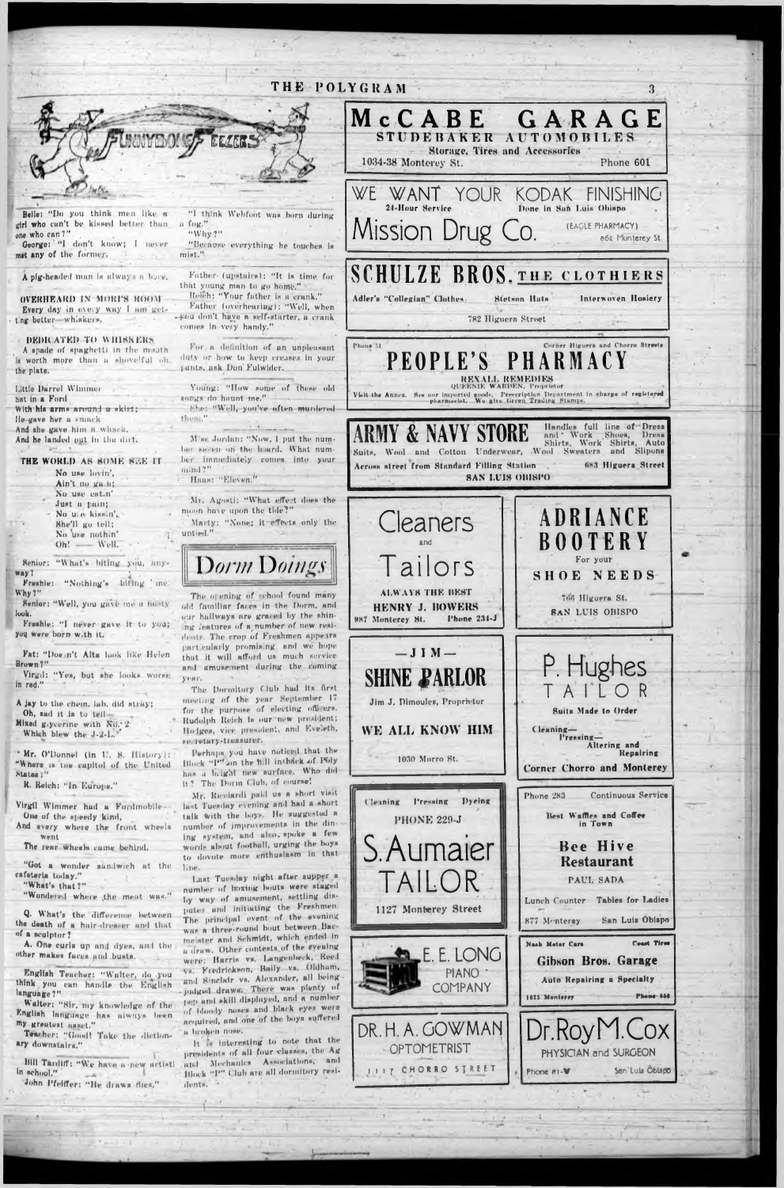# Funnybone Feelers

Belle: "Do you think men like a girl who can't be kissed better than one who can?"
George: "I don't know; I never met any of the former."

A pig-headed man is always a bore.

**OVERHEARD IN MORF'S ROOM**

Every day in every way I am getting better—whiskers.

**DEDICATED TO WHISKERS**

A spade of spaghetti in the mouth is worth more than a shovelful on the plate.

Little Darrel Wimmer
Sat in a Ford
With his arms around a skirt;
He gave her a smack
And she gave him a whack,
And he landed out in the dirt.

**THE WORLD AS SOME SEE IT**

No use lovin',
Ain't no gain;
No use eatin'
Just a pain;
No use kissin',
She'll go tell;
No use nothin'
Oh! —— Well.

Senior: "What's biting you, anyway?"
Freshie: "Nothing's biting me. Why?"
Senior: "Well, you gave me a nasty look."
Freshie: "I never gave it to you; you were born with it."

Fat: "Doesn't Alta look like Helen Brown?"
Virgil: "Yes, but she looks worse in red."

A jay to the chem. lab. did stray;
Oh, sad it is to tell—
Mixed glycerine with No. 2
Which blew the J-2-L.

Mr. O'Donnel (in U. S. History): "Where is the capitol of the United States?"
R. Reich: "In Europe."

Virgil Wimmer had a Fordmobile—
One of the speedy kind,
And every where the front wheels went
The rear wheels came behind.

"Got a wonder sandwich at the cafeteria today."
"What's that?"
"Wondered where the meat was."

Q. What's the difference between the death of a hair-dresser and that of a sculptor?
A. One curls up and dyes, and the other makes faces and busts.

English Teacher: "Walter, do you think you can handle the English language?"
Walter: "Sir, my knowledge of the English language has always been my greatest asset."
Teacher: "Good! Take the dictionary downstairs."

Bill Tardiff: "We have a new artist in school."
John Pfeiffer: "He draws flies."

"I think Webfoot was born during a fog."
"Why?"
"Because everything he touches is mist."

Father (upstairs): "It is time for that young man to go home."
Reich: "Your father is a crank."
Father (overhearing): "Well, when you don't have a self-starter, a crank comes in very handy."

For a definition of an unpleasant duty or how to keep creases in your pants, ask Don Fulwider.

Young: "How some of these old songs do haunt me."
She: "Well, you've often murdered them."

Miss Jordan: "Now, I put the number seven on the board. What number immediately comes into your mind?"
Haas: "Eleven."

Mr. Agosti: "What effect does the moon have upon the tide?"
Marty: "None; it effects only the untied."

## Dorm Doings

The opening of school found many old familiar faces in the Dorm, and our hallways are graced by the shining features of a number of new residents. The crop of Freshmen appears particularly promising, and we hope that it will afford us much service and amusement during the coming year.

The Dormitory Club had its first meeting of the year September 17 for the purpose of electing officers. Rudolph Reich is our new president; Hodges, vice president, and Eveleth, secretary-treasurer.

Perhaps you have noticed that the Block "P" on the hill in back of Poly has a bright new surface. Who did it? The Dorm Club, of course!

Mr. Ricciardi paid us a short visit last Tuesday evening and had a short talk with the boys. He suggested a number of improvements in the dining system, and also, spoke a few words about football, urging the boys to devote more enthusiasm in that line.

Last Tuesday night after supper a number of boxing bouts were staged by way of amusement, settling disputes and initiating the Freshmen. The principal event of the evening was a three-round bout between Baumeister and Schmidt, which ended in a draw. Other contests of the evening were: Harris vs. Langenbeck, Reed vs. Fredrickson, Baily vs. Oldham, and Sinclair vs. Alexander, all being judged draws. There was plenty of pep and skill displayed, and a number of bloody noses and black eyes were acquired, and one of the boys suffered a broken nose.

It is interesting to note that the presidents of all four classes, the Ag and Mechanics Associations, and Block "P" Club are all dormitory residents.

---

**McCABE GARAGE**
STUDEBAKER AUTOMOBILES
Storage, Tires and Accessories
1034-38 Monterey St. Phone 601

**WE WANT YOUR KODAK FINISHING**
24-Hour Service — Done in San Luis Obispo
**Mission Drug Co.** (EAGLE PHARMACY) 862 Monterey St.

**SCHULZE BROS. THE CLOTHIERS**
Adler's "Collegian" Clothes — Stetson Hats — Interwoven Hosiery
782 Higuera Street

**PEOPLE'S PHARMACY**
Phone 51 — Corner Higuera and Chorro Streets
REXALL REMEDIES
QUEENIE WARDEN, Proprietor
Visit the Annex. See our imported goods. Prescription Department in charge of registered pharmacist. We give Green Trading Stamps.

**ARMY & NAVY STORE**
Handles full line of Dress and Work Shoes, Dress Suits, Wool and Cotton Underwear, Wool Shirts, Work Shirts, Auto Sweaters and Slipons
Across street from Standard Filling Station — 683 Higuera Street
SAN LUIS OBISPO

**Cleaners and Tailors**
ALWAYS THE BEST
HENRY J. BOWERS
987 Monterey St. Phone 234-J

**ADRIANCE BOOTERY**
For your
SHOE NEEDS
766 Higuera St.
SAN LUIS OBISPO

**—JIM— SHINE PARLOR**
Jim J. Dimoules, Proprietor
WE ALL KNOW HIM
1030 Morro St.

**P. Hughes TAILOR**
Suits Made to Order
Cleaning—Pressing—Altering and Repairing
Corner Chorro and Monterey

**Cleaning Pressing Dyeing**
PHONE 229-J
**S. Aumaier TAILOR**
1127 Monterey Street

**Bee Hive Restaurant**
Phone 283 — Continuous Service
Best Waffles and Coffee in Town
PAUL SADA
Lunch Counter — Tables for Ladies
877 Monterey — San Luis Obispo

**E. E. LONG PIANO COMPANY**

**Gibson Bros. Garage**
Nash Motor Cars — Coast Tires
Auto Repairing a Specialty
1055 Monterey — Phone 558

**DR. H. A. GOWMAN**
OPTOMETRIST
1117 CHORRO STREET

**Dr. Roy M. Cox**
PHYSICIAN and SURGEON
Phone 81-W — San Luis Obispo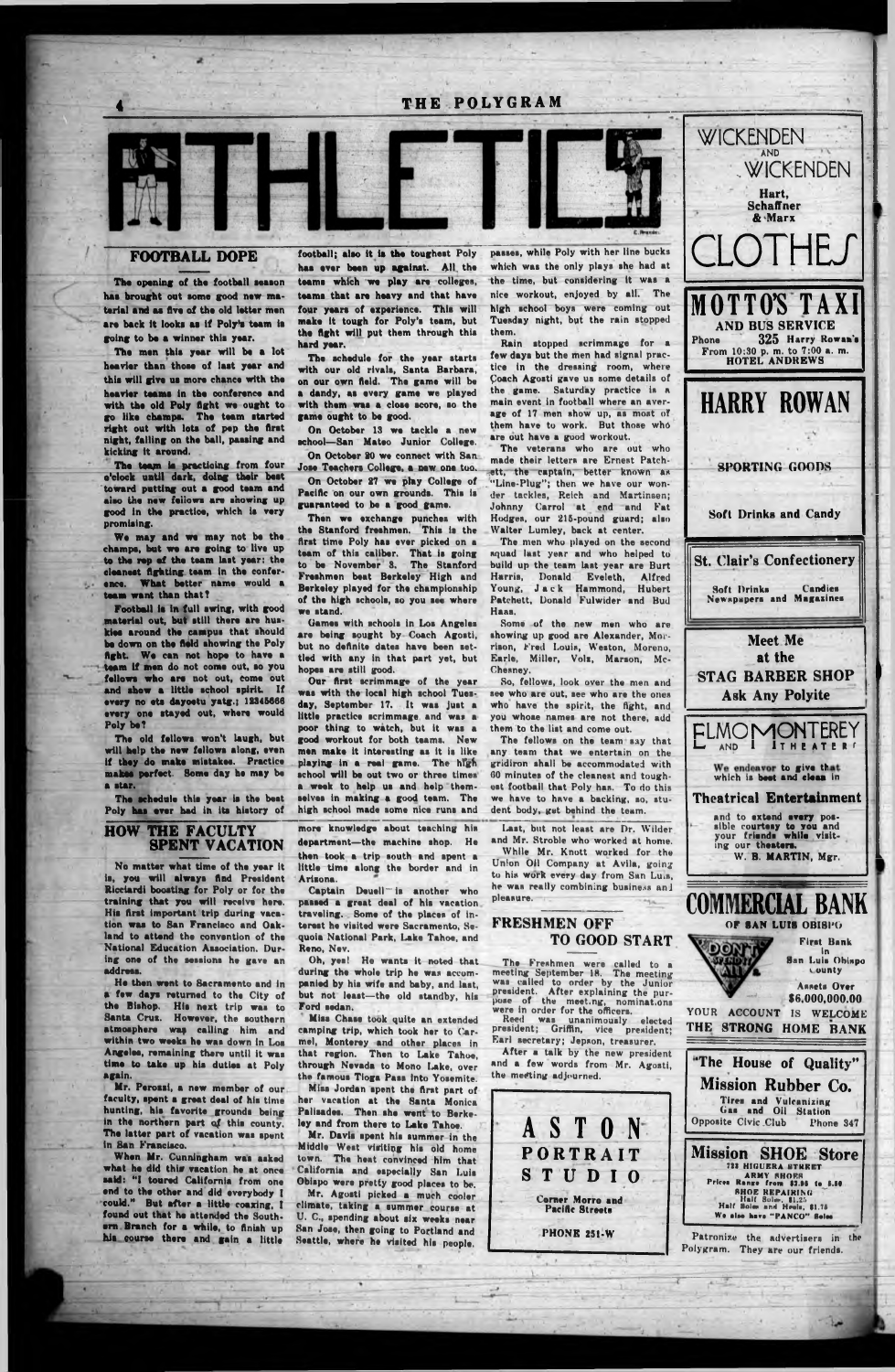# ATHLETICS

## FOOTBALL DOPE

The opening of the football season has brought out some good new material and as five of the old letter men are back it looks as if Poly's team is going to be a winner this year.

The men this year will be a lot heavier than those of last year and this will give us more chance with the heavier teams in the conference and with the old Poly fight we ought to go like champs. The team started right out with lots of pep the first night, falling on the ball, passing and kicking it around.

The team is practicing from four o'clock until dark, doing their best toward putting out a good team and also the new fellows are showing up good in the practice, which is very promising.

We may and we may not be the champs, but we are going to live up to the rep of the team last year: the cleanest fighting team in the conference. What better name would a team want than that?

Football is in full swing, with good material out, but still there are huskies around the campus that should be down on the field showing the Poly fight. We can not hope to have a team if men do not come out, so you fellows who are not out, come out and show a little school spirit. If every no ets dayoetu yatg.; 12345666 every one stayed out, where would Poly be?

The old fellows won't laugh, but will help the new fellows along, even if they do make mistakes. Practice makes perfect. Some day he may be a star.

The schedule this year is the best Poly has ever had in its history of football; also it is the toughest Poly has ever been up against. All the teams which we play are colleges, teams that are heavy and that have four years of experience. This will make it tough for Poly's team, but the fight will put them through this hard year.

The schedule for the year starts with our old rivals, Santa Barbara, on our own field. The game will be a dandy, as every game we played with them was a close score, so the game ought to be good.

On October 13 we tackle a new school—San Mateo Junior College.

On October 20 we connect with San Jose Teachers College, a new one too.

On October 27 we play College of Pacific on our own grounds. This is guaranteed to be a good game.

Then we exchange punches with the Stanford freshmen. This is the first time Poly has ever picked on a team of this caliber. That is going to be November 3. The Stanford Freshmen beat Berkeley High and Berkeley played for the championship of the high schools, so you see where we stand.

Games with schools in Los Angeles are being sought by Coach Agosti, but no definite dates have been settled with any in that part yet, but hopes are still good.

Our first scrimmage of the year was with the local high school Tuesday, September 17. It was just a little practice scrimmage and was a poor thing to watch, but it was a good workout for both teams. New men make it interesting as it is like playing in a real game. The high school will be out two or three times a week to help us and help themselves in making a good team. The high school made some nice runs and passes, while Poly with her line bucks which was the only plays she had at the time, but considering it was a nice workout, enjoyed by all. The high school boys were coming out Tuesday night, but the rain stopped them.

Rain stopped scrimmage for a few days but the men had signal practice in the dressing room, where Coach Agosti gave us some details of the game. Saturday practice is a main event in football where an average of 17 men show up, as most of them have to work. But those who are out have a good workout.

The veterans who are out who made their letters are Ernest Patchett, the captain, better known as "Line-Plug"; then we have our wonder tackles, Reich and Martinsen; Johnny Carrol at end and Fat Hodges, our 215-pound guard; also Walter Lumley, back at center.

The men who played on the second squad last year and who helped to build up the team last year are Burt Harris, Donald Eveleth, Alfred Young, Jack Hammond, Hubert Patchett, Donald Fulwider and Bud Haas.

Some of the new men who are showing up good are Alexander, Morrison, Fred Louis, Weston, Moreno, Earle, Miller, Volz, Marson, McChesney.

So, fellows, look over the men and see who are out, see who are the ones who have the spirit, the fight, and you whose names are not there, add them to the list and come out.

The fellows on the team say that any team that we entertain on the gridiron shall be accommodated with 60 minutes of the cleanest and toughest football that Poly has. To do this we have to have a backing, so, student body, get behind the team.

## HOW THE FACULTY SPENT VACATION

No matter what time of the year it is, you will always find President Ricciardi boosting for Poly or for the training that you will receive here. His first important trip during vacation was to San Francisco and Oakland to attend the convention of the National Education Association. During one of the sessions he gave an address.

He then went to Sacramento and in a few days returned to the City of the Bishop. His next trip was to Santa Cruz. However, the southern atmosphere was calling him and within two weeks he was down in Los Angeles, remaining there until it was time to take up his duties at Poly again.

Mr. Perozzi, a new member of our faculty, spent a great deal of his time hunting, his favorite grounds being in the northern part of this county. The latter part of vacation was spent in San Francisco.

When Mr. Cunningham was asked what he did this vacation he at once said: "I toured California from one end to the other and did everybody I could." But after a little coaxing, I found out that he attended the Southern Branch for a while, to finish up his course there and gain a little more knowledge about teaching his department—the machine shop. He then took a trip south and spent a little time along the border and in Arizona.

Captain Deuel is another who passed a great deal of his vacation traveling. Some of the places of interest he visited were Sacramento, Sequoia National Park, Lake Tahoe, and Reno, Nev.

Oh, yes! He wants it noted that during the whole trip he was accompanied by his wife and baby, and last, but not least—the old standby, his Ford sedan.

Miss Chase took quite an extended camping trip, which took her to Carmel, Monterey and other places in that region. Then to Lake Tahoe, through Nevada to Mono Lake, over the famous Tioga Pass into Yosemite.

Miss Jordan spent the first part of her vacation at the Santa Monica Palisades. Then she went to Berkeley and from there to Lake Tahoe.

Mr. Davis spent his summer in the Middle West visiting his old home town. The heat convinced him that California and especially San Luis Obispo were pretty good places to be.

Mr. Agosti picked a much cooler climate, taking a summer course at U. C., spending about six weeks near San Jose, then going to Portland and Seattle, where he visited his people.

Last, but not least are Dr. Wilder and Mr. Stroble who worked at home.

While Mr. Knott worked for the Union Oil Company at Avila, going to his work every day from San Luis, he was really combining business and pleasure.

## FRESHMEN OFF TO GOOD START

The Freshmen were called to a meeting September 18. The meeting was called to order by the Junior president. After explaining the purpose of the meeting, nominations were in order for the officers.

Reed was unanimously elected president; Griffin, vice president; Earl secretary; Jepson, treasurer.

After a talk by the new president and a few words from Mr. Agosti, the meeting adjourned.

---

**ASTON PORTRAIT STUDIO**
Corner Morro and Pacific Streets
PHONE 251-W

---

**WICKENDEN AND WICKENDEN**
Hart, Schaffner & Marx
CLOTHES

---

**MOTTO'S TAXI**
AND BUS SERVICE
Phone 325 Harry Rowan's
From 10:30 p. m. to 7:00 a. m.
HOTEL ANDREWS

---

**HARRY ROWAN**
SPORTING GOODS
Soft Drinks and Candy

---

**St. Clair's Confectionery**
Soft Drinks Candies
Newspapers and Magazines

---

**Meet Me at the STAG BARBER SHOP**
Ask Any Polyite

---

**ELMO AND MONTEREY THEATERS**
We endeavor to give that which is best and clean in
**Theatrical Entertainment**
and to extend every possible courtesy to you and your friends while visiting our theaters.
W. B. MARTIN, Mgr.

---

**COMMERCIAL BANK**
OF SAN LUIS OBISPO
First Bank in San Luis Obispo County
Assets Over $6,000,000.00
YOUR ACCOUNT IS WELCOME
THE STRONG HOME BANK

---

**"The House of Quality"**
**Mission Rubber Co.**
Tires and Vulcanizing
Gas and Oil Station
Opposite Civic Club Phone 347

---

**Mission SHOE Store**
733 HIGUERA STREET
ARMY SHOES
Prices Range from $3.95 to $.50
SHOE REPAIRING
Half Soles, $1.25
Half Soles and Heels, $1.75
We also have "PANCO" Soles

---

Patronize the advertisers in the Polygram. They are our friends.